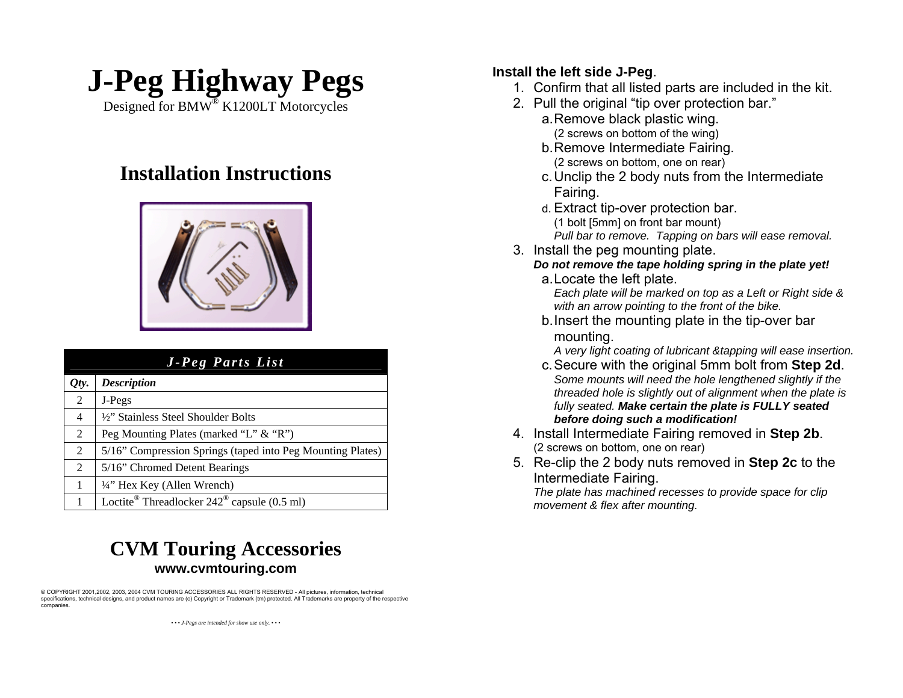# J-Peg Highway Pegs

Designed for BMW® K1200LT Motorcycles

## Installation Instructions

| *J-Peg Parts List* | |
|---|---|
| ***Qty.*** | ***Description*** |
| 2 | J-Pegs |
| 4 | ½" Stainless Steel Shoulder Bolts |
| 2 | Peg Mounting Plates (marked "L" & "R") |
| 2 | 5/16" Compression Springs (taped into Peg Mounting Plates) |
| 2 | 5/16" Chromed Detent Bearings |
| 1 | ¼" Hex Key (Allen Wrench) |
| 1 | Loctite® Threadlocker 242® capsule (0.5 ml) |

## CVM Touring Accessories

**www.cvmtouring.com**

© COPYRIGHT 2001,2002, 2003, 2004 CVM TOURING ACCESSORIES ALL RIGHTS RESERVED - All pictures, information, technical specifications, technical designs, and product names are (c) Copyright or Trademark (tm) protected. All Trademarks are property of the respective companies.

··· *J-Pegs are intended for show use only.* ···

**Install the left side J-Peg**.

1. Confirm that all listed parts are included in the kit.
2. Pull the original "tip over protection bar."
   a. Remove black plastic wing.
      (2 screws on bottom of the wing)
   b. Remove Intermediate Fairing.
      (2 screws on bottom, one on rear)
   c. Unclip the 2 body nuts from the Intermediate Fairing.
   d. Extract tip-over protection bar.
      (1 bolt [5mm] on front bar mount)
      *Pull bar to remove. Tapping on bars will ease removal.*
3. Install the peg mounting plate.
   ***Do not remove the tape holding spring in the plate yet!***
   a. Locate the left plate.
      *Each plate will be marked on top as a Left or Right side & with an arrow pointing to the front of the bike.*
   b. Insert the mounting plate in the tip-over bar mounting.
      *A very light coating of lubricant &tapping will ease insertion.*
   c. Secure with the original 5mm bolt from **Step 2d**.
      *Some mounts will need the hole lengthened slightly if the threaded hole is slightly out of alignment when the plate is fully seated.* ***Make certain the plate is FULLY seated before doing such a modification!***
4. Install Intermediate Fairing removed in **Step 2b**.
   (2 screws on bottom, one on rear)
5. Re-clip the 2 body nuts removed in **Step 2c** to the Intermediate Fairing.
   *The plate has machined recesses to provide space for clip movement & flex after mounting.*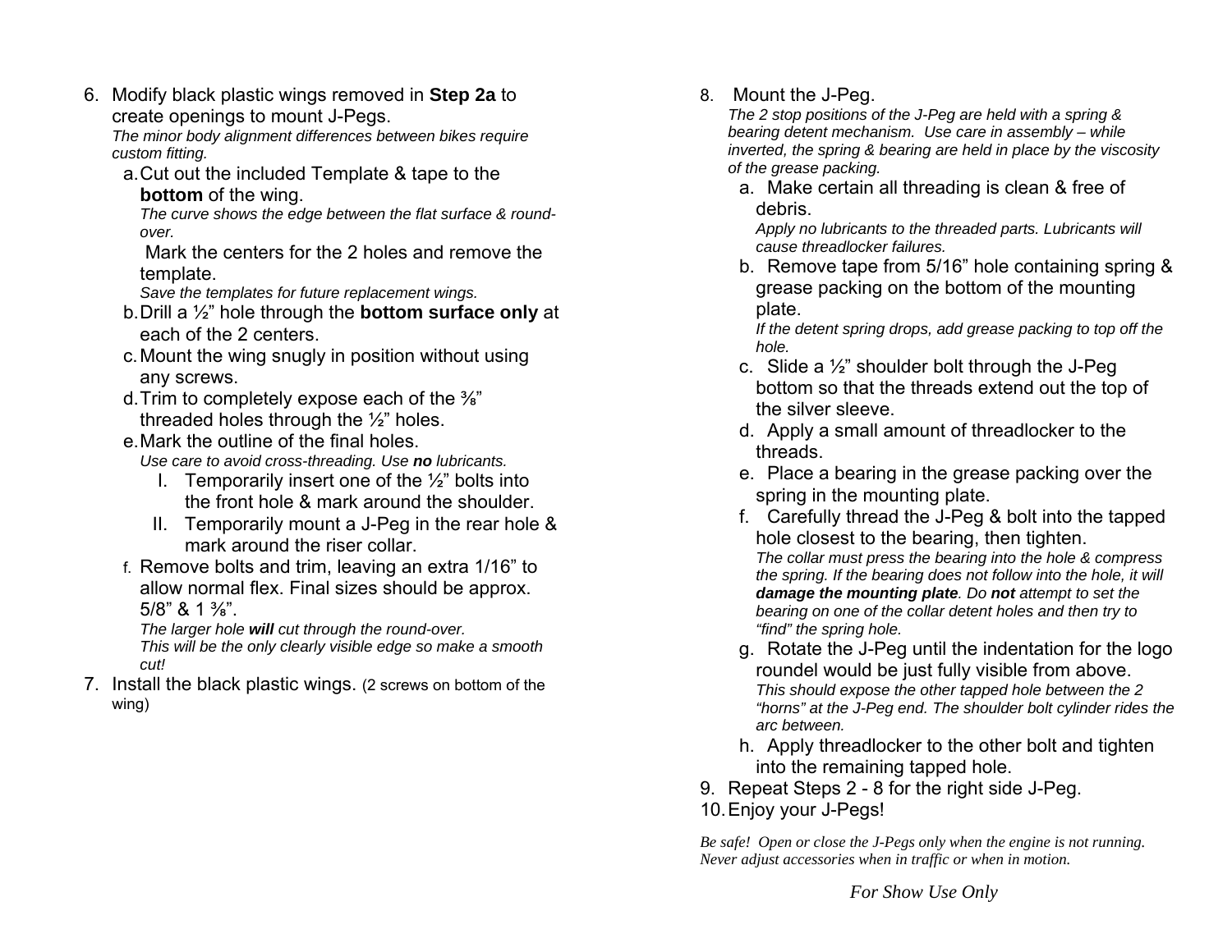6. Modify black plastic wings removed in **Step 2a** to create openings to mount J-Pegs.
   *The minor body alignment differences between bikes require custom fitting.*
   a. Cut out the included Template & tape to the **bottom** of the wing.
      *The curve shows the edge between the flat surface & round-over.*
      Mark the centers for the 2 holes and remove the template.
      *Save the templates for future replacement wings.*
   b. Drill a ½" hole through the **bottom surface only** at each of the 2 centers.
   c. Mount the wing snugly in position without using any screws.
   d. Trim to completely expose each of the ⅜" threaded holes through the ½" holes.
   e. Mark the outline of the final holes.
      *Use care to avoid cross-threading. Use **no** lubricants.*
      I. Temporarily insert one of the ½" bolts into the front hole & mark around the shoulder.
      II. Temporarily mount a J-Peg in the rear hole & mark around the riser collar.
   f. Remove bolts and trim, leaving an extra 1/16" to allow normal flex. Final sizes should be approx. 5/8" & 1 ⅜".
      *The larger hole **will** cut through the round-over.*
      *This will be the only clearly visible edge so make a smooth cut!*
7. Install the black plastic wings. (2 screws on bottom of the wing)
8. Mount the J-Peg.
   *The 2 stop positions of the J-Peg are held with a spring & bearing detent mechanism. Use care in assembly – while inverted, the spring & bearing are held in place by the viscosity of the grease packing.*
   a. Make certain all threading is clean & free of debris.
      *Apply no lubricants to the threaded parts. Lubricants will cause threadlocker failures.*
   b. Remove tape from 5/16" hole containing spring & grease packing on the bottom of the mounting plate.
      *If the detent spring drops, add grease packing to top off the hole.*
   c. Slide a ½" shoulder bolt through the J-Peg bottom so that the threads extend out the top of the silver sleeve.
   d. Apply a small amount of threadlocker to the threads.
   e. Place a bearing in the grease packing over the spring in the mounting plate.
   f. Carefully thread the J-Peg & bolt into the tapped hole closest to the bearing, then tighten.
      *The collar must press the bearing into the hole & compress the spring. If the bearing does not follow into the hole, it will **damage the mounting plate**. Do **not** attempt to set the bearing on one of the collar detent holes and then try to "find" the spring hole.*
   g. Rotate the J-Peg until the indentation for the logo roundel would be just fully visible from above.
      *This should expose the other tapped hole between the 2 "horns" at the J-Peg end. The shoulder bolt cylinder rides the arc between.*
   h. Apply threadlocker to the other bolt and tighten into the remaining tapped hole.
9. Repeat Steps 2 - 8 for the right side J-Peg.
10. Enjoy your J-Pegs!

*Be safe! Open or close the J-Pegs only when the engine is not running. Never adjust accessories when in traffic or when in motion.*

*For Show Use Only*